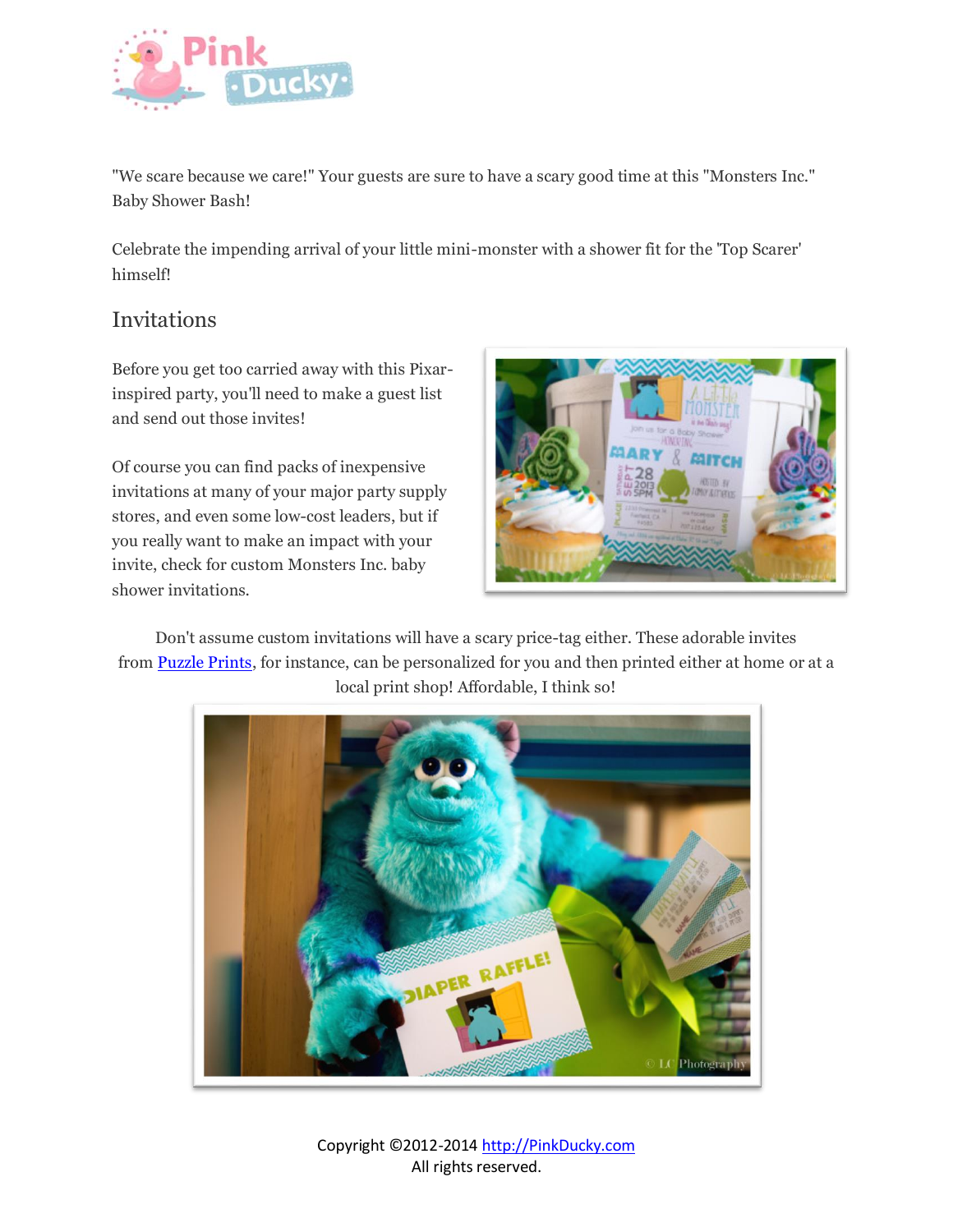"We scare because we care!" Your guests are sure to have a scary good time at this "Monsters Inc." Baby Shower Bash!

Celebrate the impending arrival of your little mini-monster with a shower fit for the 'Top Scarer' himself!

## Invitations

Before you get too carried away with this Pixar-inspired party, you'll need to make a guest list and send out those invites!

Of course you can find packs of inexpensive invitations at many of your major party supply stores, and even some low-cost leaders, but if you really want to make an impact with your invite, check for custom Monsters Inc. baby shower invitations.

Don't assume custom invitations will have a scary price-tag either. These adorable invites from Puzzle Prints, for instance, can be personalized for you and then printed either at home or at a local print shop! Affordable, I think so!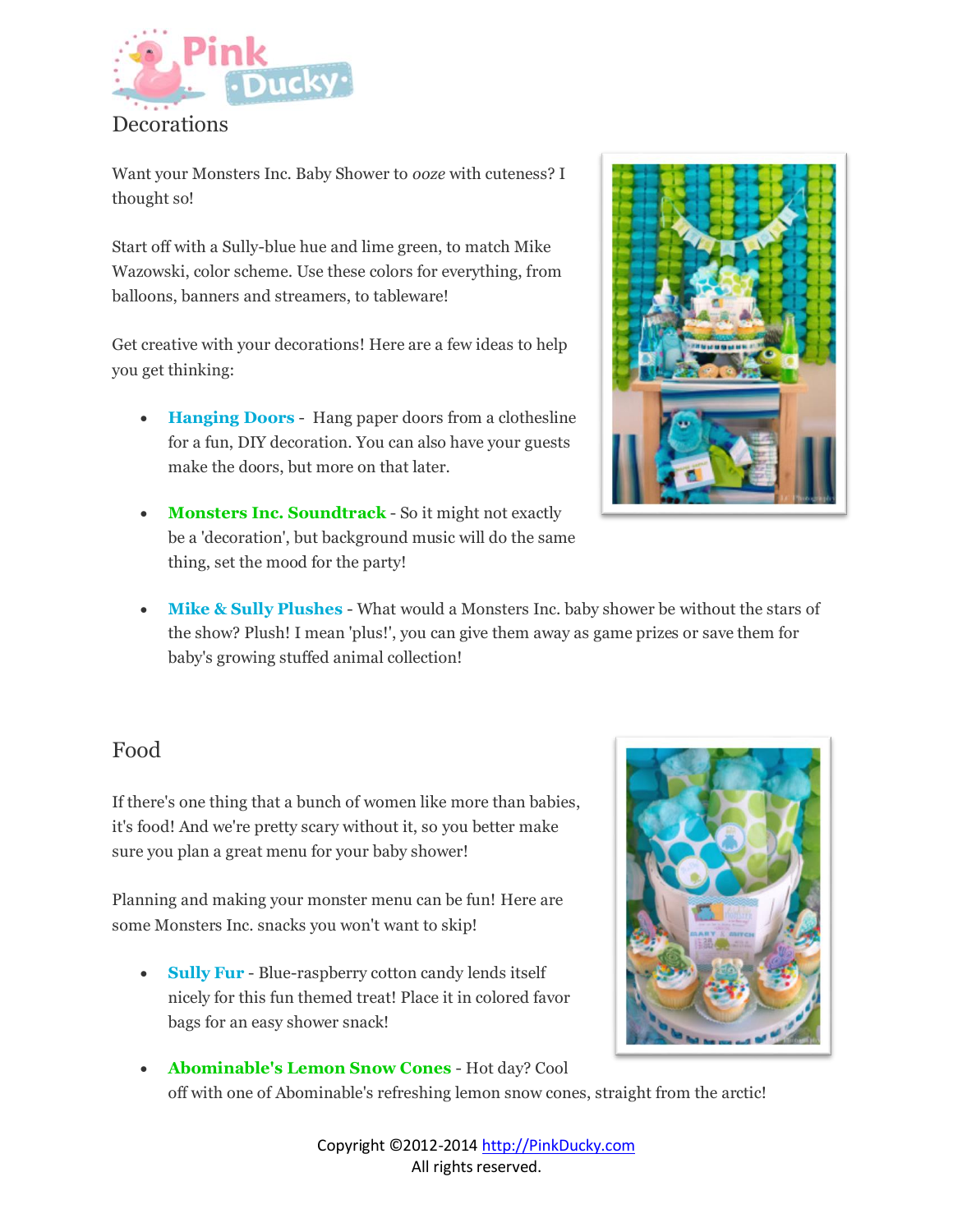## Decorations

Want your Monsters Inc. Baby Shower to *ooze* with cuteness? I thought so!

Start off with a Sully-blue hue and lime green, to match Mike Wazowski, color scheme. Use these colors for everything, from balloons, banners and streamers, to tableware!

Get creative with your decorations! Here are a few ideas to help you get thinking:

- **Hanging Doors** - Hang paper doors from a clothesline for a fun, DIY decoration. You can also have your guests make the doors, but more on that later.
- **Monsters Inc. Soundtrack** - So it might not exactly be a 'decoration', but background music will do the same thing, set the mood for the party!
- **Mike & Sully Plushes** - What would a Monsters Inc. baby shower be without the stars of the show? Plush! I mean 'plus!', you can give them away as game prizes or save them for baby's growing stuffed animal collection!

## Food

If there's one thing that a bunch of women like more than babies, it's food! And we're pretty scary without it, so you better make sure you plan a great menu for your baby shower!

Planning and making your monster menu can be fun! Here are some Monsters Inc. snacks you won't want to skip!

- **Sully Fur** - Blue-raspberry cotton candy lends itself nicely for this fun themed treat! Place it in colored favor bags for an easy shower snack!
- **Abominable's Lemon Snow Cones** - Hot day? Cool off with one of Abominable's refreshing lemon snow cones, straight from the arctic!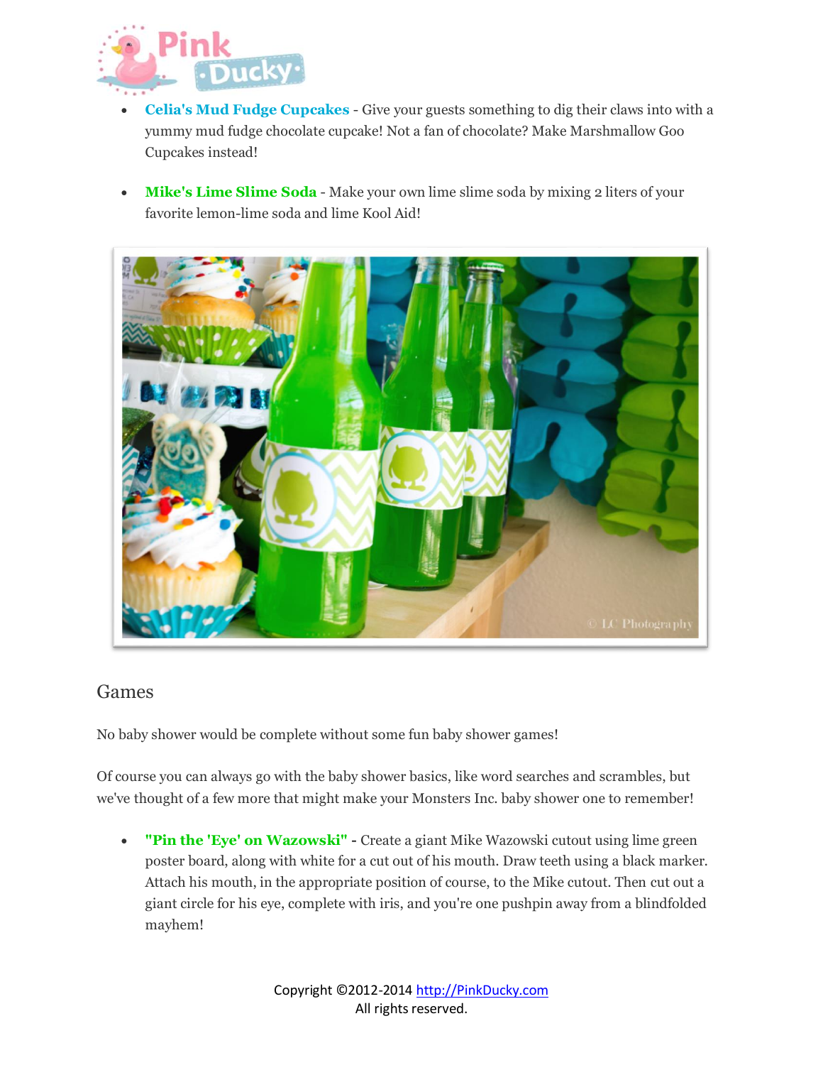- **Celia's Mud Fudge Cupcakes** - Give your guests something to dig their claws into with a yummy mud fudge chocolate cupcake! Not a fan of chocolate? Make Marshmallow Goo Cupcakes instead!

- **Mike's Lime Slime Soda** - Make your own lime slime soda by mixing 2 liters of your favorite lemon-lime soda and lime Kool Aid!

## Games

No baby shower would be complete without some fun baby shower games!

Of course you can always go with the baby shower basics, like word searches and scrambles, but we've thought of a few more that might make your Monsters Inc. baby shower one to remember!

- **"Pin the 'Eye' on Wazowski"** - Create a giant Mike Wazowski cutout using lime green poster board, along with white for a cut out of his mouth. Draw teeth using a black marker. Attach his mouth, in the appropriate position of course, to the Mike cutout. Then cut out a giant circle for his eye, complete with iris, and you're one pushpin away from a blindfolded mayhem!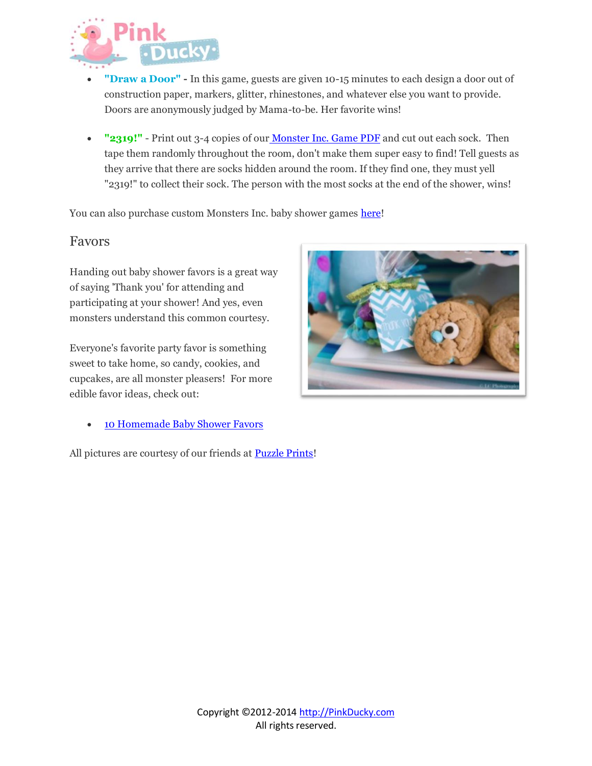- **"Draw a Door"** - In this game, guests are given 10-15 minutes to each design a door out of construction paper, markers, glitter, rhinestones, and whatever else you want to provide. Doors are anonymously judged by Mama-to-be. Her favorite wins!

- **"2319!"** - Print out 3-4 copies of our Monster Inc. Game PDF and cut out each sock. Then tape them randomly throughout the room, don't make them super easy to find! Tell guests as they arrive that there are socks hidden around the room. If they find one, they must yell "2319!" to collect their sock. The person with the most socks at the end of the shower, wins!

You can also purchase custom Monsters Inc. baby shower games here!

## Favors

Handing out baby shower favors is a great way of saying 'Thank you' for attending and participating at your shower! And yes, even monsters understand this common courtesy.

Everyone's favorite party favor is something sweet to take home, so candy, cookies, and cupcakes, are all monster pleasers! For more edible favor ideas, check out:

- 10 Homemade Baby Shower Favors

All pictures are courtesy of our friends at Puzzle Prints!